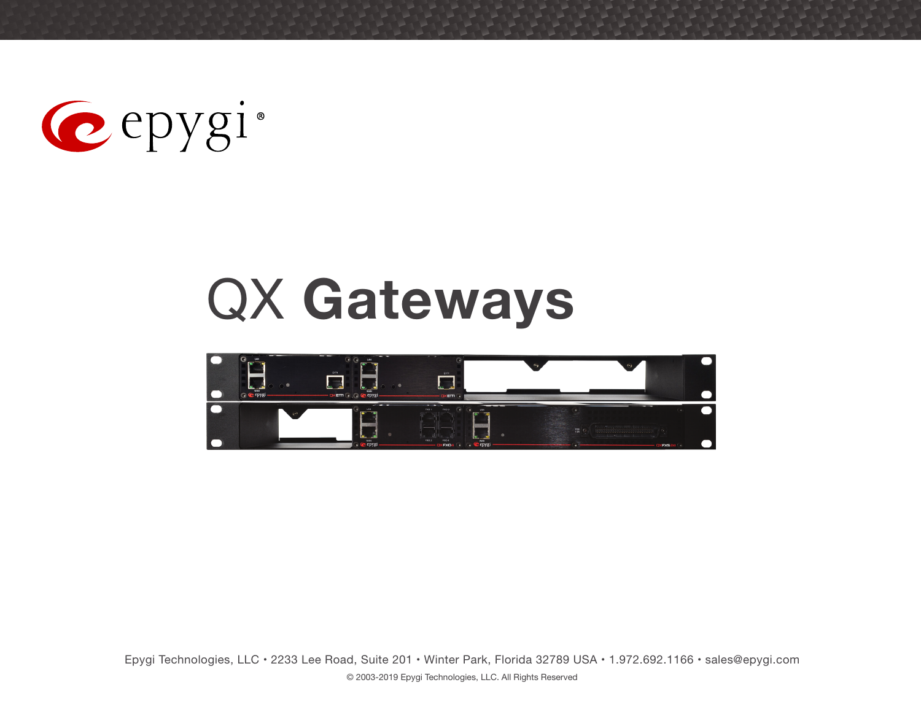# QX Gateways

Epygi Technologies, LLC • 2233 Lee Road, Suite 201 • Winter Park, Florida 32789 USA • 1.972.692.1166 • sales@epygi.com

© 2003-2019 Epygi Technologies, LLC. All Rights Reserved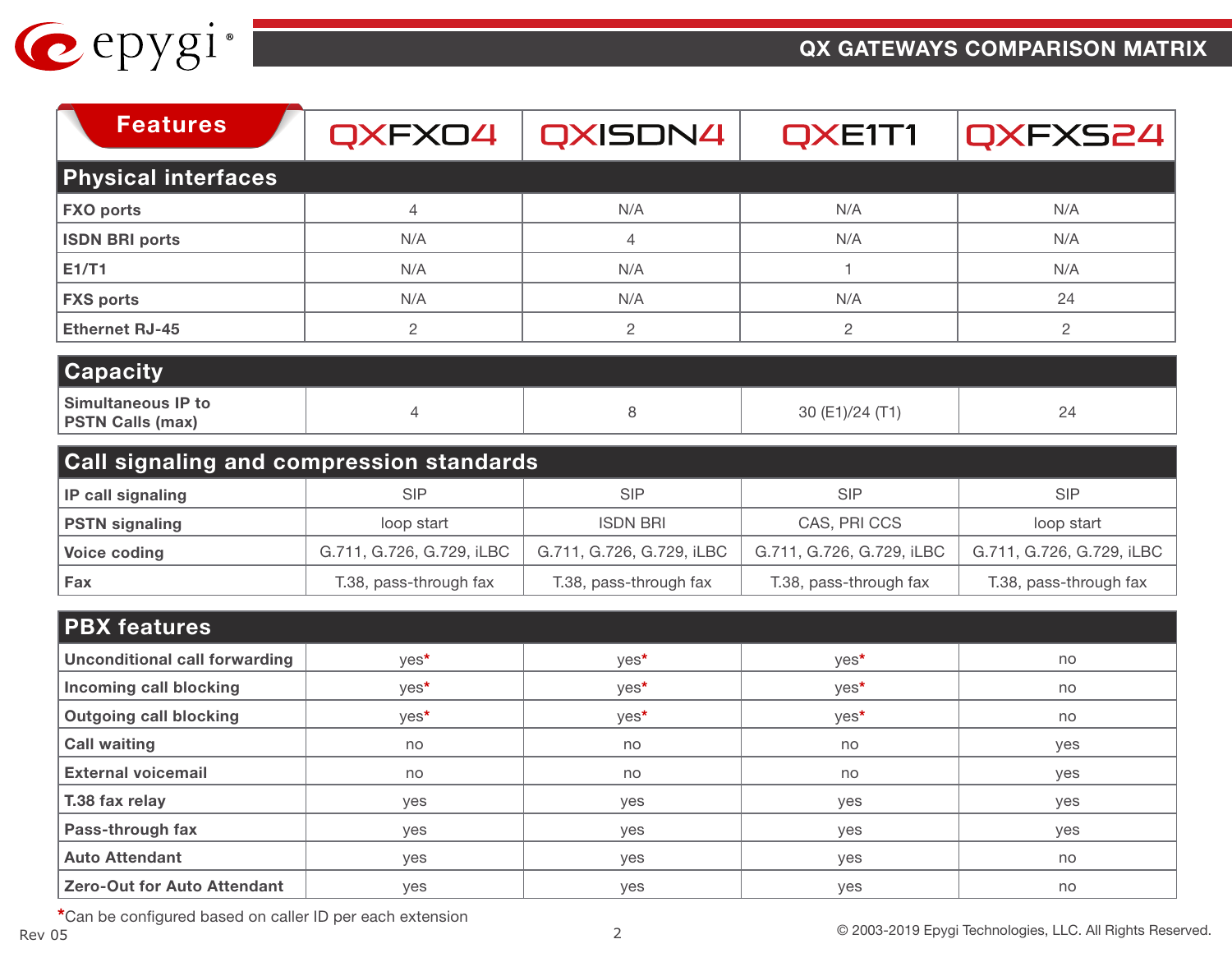# QX GATEWAYS COMPARISON MATRIX

| Features | QXFXO4 | QXISDN4 | QXE1T1 | QXFXS24 |
|---|---|---|---|---|
| **Physical interfaces** | | | | |
| **FXO ports** | 4 | N/A | N/A | N/A |
| **ISDN BRI ports** | N/A | 4 | N/A | N/A |
| **E1/T1** | N/A | N/A | 1 | N/A |
| **FXS ports** | N/A | N/A | N/A | 24 |
| **Ethernet RJ-45** | 2 | 2 | 2 | 2 |
| **Capacity** | | | | |
| **Simultaneous IP to PSTN Calls (max)** | 4 | 8 | 30 (E1)/24 (T1) | 24 |
| **Call signaling and compression standards** | | | | |
| **IP call signaling** | SIP | SIP | SIP | SIP |
| **PSTN signaling** | loop start | ISDN BRI | CAS, PRI CCS | loop start |
| **Voice coding** | G.711, G.726, G.729, iLBC | G.711, G.726, G.729, iLBC | G.711, G.726, G.729, iLBC | G.711, G.726, G.729, iLBC |
| **Fax** | T.38, pass-through fax | T.38, pass-through fax | T.38, pass-through fax | T.38, pass-through fax |
| **PBX features** | | | | |
| **Unconditional call forwarding** | yes* | yes* | yes* | no |
| **Incoming call blocking** | yes* | yes* | yes* | no |
| **Outgoing call blocking** | yes* | yes* | yes* | no |
| **Call waiting** | no | no | no | yes |
| **External voicemail** | no | no | no | yes |
| **T.38 fax relay** | yes | yes | yes | yes |
| **Pass-through fax** | yes | yes | yes | yes |
| **Auto Attendant** | yes | yes | yes | no |
| **Zero-Out for Auto Attendant** | yes | yes | yes | no |

*Can be configured based on caller ID per each extension

Rev 05

© 2003-2019 Epygi Technologies, LLC. All Rights Reserved.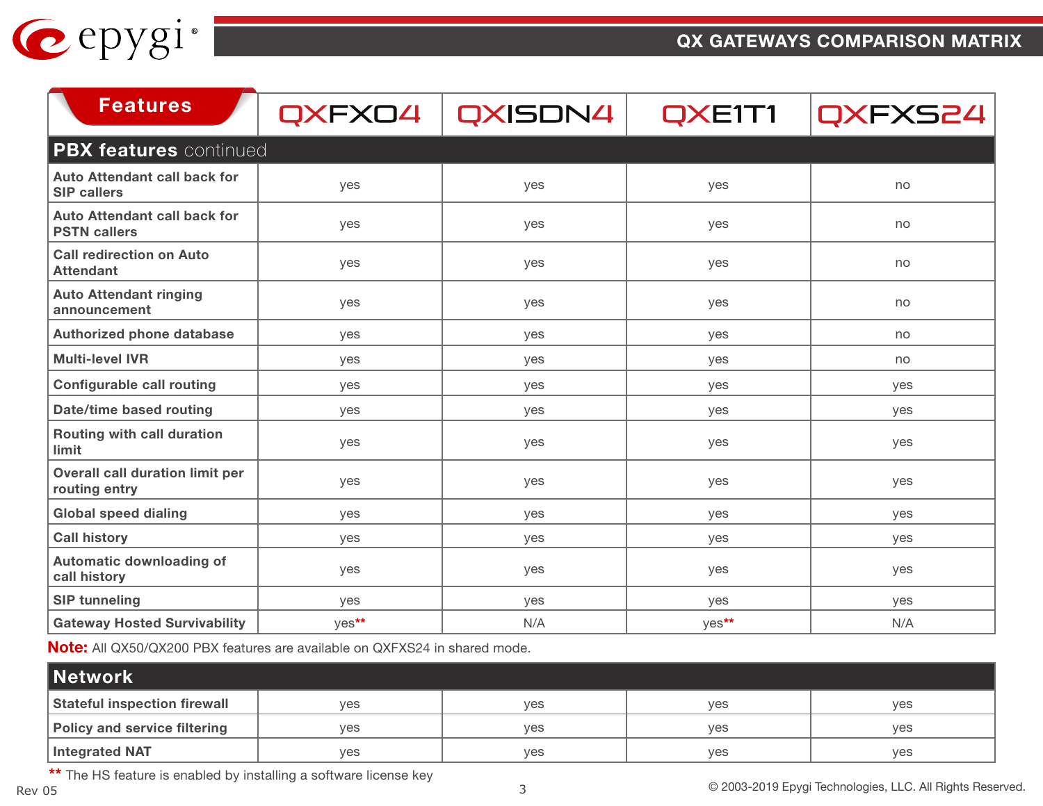| Features | QXFXO4 | QXISDN4 | QXE1T1 | QXFXS24 |
|---|---|---|---|---|
| **PBX features** continued | | | | |
| **Auto Attendant call back for SIP callers** | yes | yes | yes | no |
| **Auto Attendant call back for PSTN callers** | yes | yes | yes | no |
| **Call redirection on Auto Attendant** | yes | yes | yes | no |
| **Auto Attendant ringing announcement** | yes | yes | yes | no |
| **Authorized phone database** | yes | yes | yes | no |
| **Multi-level IVR** | yes | yes | yes | no |
| **Configurable call routing** | yes | yes | yes | yes |
| **Date/time based routing** | yes | yes | yes | yes |
| **Routing with call duration limit** | yes | yes | yes | yes |
| **Overall call duration limit per routing entry** | yes | yes | yes | yes |
| **Global speed dialing** | yes | yes | yes | yes |
| **Call history** | yes | yes | yes | yes |
| **Automatic downloading of call history** | yes | yes | yes | yes |
| **SIP tunneling** | yes | yes | yes | yes |
| **Gateway Hosted Survivability** | yes** | N/A | yes** | N/A |

**Note:** All QX50/QX200 PBX features are available on QXFXS24 in shared mode.

| Features | QXFXO4 | QXISDN4 | QXE1T1 | QXFXS24 |
|---|---|---|---|---|
| **Network** | | | | |
| **Stateful inspection firewall** | yes | yes | yes | yes |
| **Policy and service filtering** | yes | yes | yes | yes |
| **Integrated NAT** | yes | yes | yes | yes |

** The HS feature is enabled by installing a software license key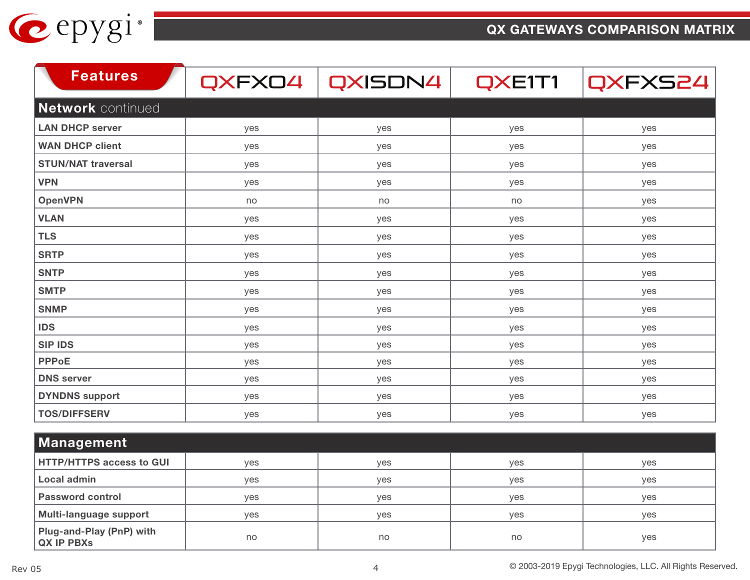| Features | QXFXO4 | QXISDN4 | QXE1T1 | QXFXS24 |
|---|---|---|---|---|
| **Network** continued | | | | |
| **LAN DHCP server** | yes | yes | yes | yes |
| **WAN DHCP client** | yes | yes | yes | yes |
| **STUN/NAT traversal** | yes | yes | yes | yes |
| **VPN** | yes | yes | yes | yes |
| **OpenVPN** | no | no | no | yes |
| **VLAN** | yes | yes | yes | yes |
| **TLS** | yes | yes | yes | yes |
| **SRTP** | yes | yes | yes | yes |
| **SNTP** | yes | yes | yes | yes |
| **SMTP** | yes | yes | yes | yes |
| **SNMP** | yes | yes | yes | yes |
| **IDS** | yes | yes | yes | yes |
| **SIP IDS** | yes | yes | yes | yes |
| **PPPoE** | yes | yes | yes | yes |
| **DNS server** | yes | yes | yes | yes |
| **DYNDNS support** | yes | yes | yes | yes |
| **TOS/DIFFSERV** | yes | yes | yes | yes |
| **Management** | | | | |
| **HTTP/HTTPS access to GUI** | yes | yes | yes | yes |
| **Local admin** | yes | yes | yes | yes |
| **Password control** | yes | yes | yes | yes |
| **Multi-language support** | yes | yes | yes | yes |
| **Plug-and-Play (PnP) with QX IP PBXs** | no | no | no | yes |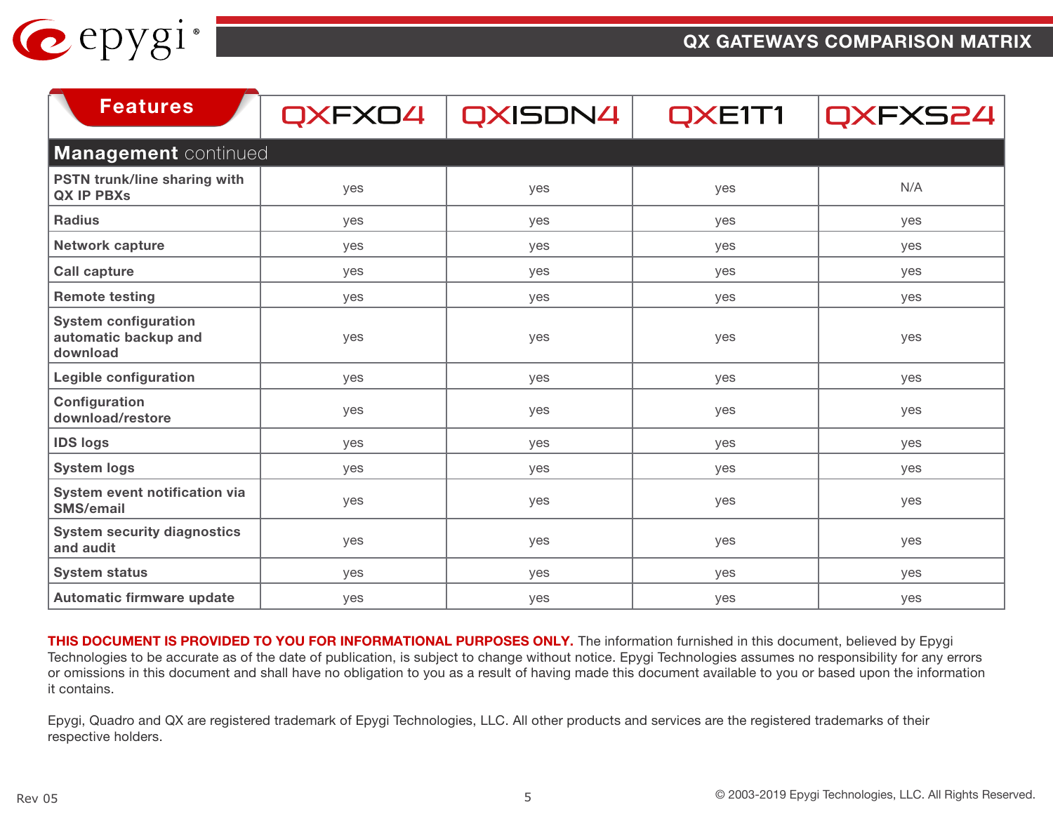# QX GATEWAYS COMPARISON MATRIX

| Features | QXFXO4 | QXISDN4 | QXE1T1 | QXFXS24 |
|---|---|---|---|---|
| **Management** continued | | | | |
| **PSTN trunk/line sharing with QX IP PBXs** | yes | yes | yes | N/A |
| **Radius** | yes | yes | yes | yes |
| **Network capture** | yes | yes | yes | yes |
| **Call capture** | yes | yes | yes | yes |
| **Remote testing** | yes | yes | yes | yes |
| **System configuration automatic backup and download** | yes | yes | yes | yes |
| **Legible configuration** | yes | yes | yes | yes |
| **Configuration download/restore** | yes | yes | yes | yes |
| **IDS logs** | yes | yes | yes | yes |
| **System logs** | yes | yes | yes | yes |
| **System event notification via SMS/email** | yes | yes | yes | yes |
| **System security diagnostics and audit** | yes | yes | yes | yes |
| **System status** | yes | yes | yes | yes |
| **Automatic firmware update** | yes | yes | yes | yes |

**THIS DOCUMENT IS PROVIDED TO YOU FOR INFORMATIONAL PURPOSES ONLY.** The information furnished in this document, believed by Epygi Technologies to be accurate as of the date of publication, is subject to change without notice. Epygi Technologies assumes no responsibility for any errors or omissions in this document and shall have no obligation to you as a result of having made this document available to you or based upon the information it contains.

Epygi, Quadro and QX are registered trademark of Epygi Technologies, LLC. All other products and services are the registered trademarks of their respective holders.

Rev 05

© 2003-2019 Epygi Technologies, LLC. All Rights Reserved.